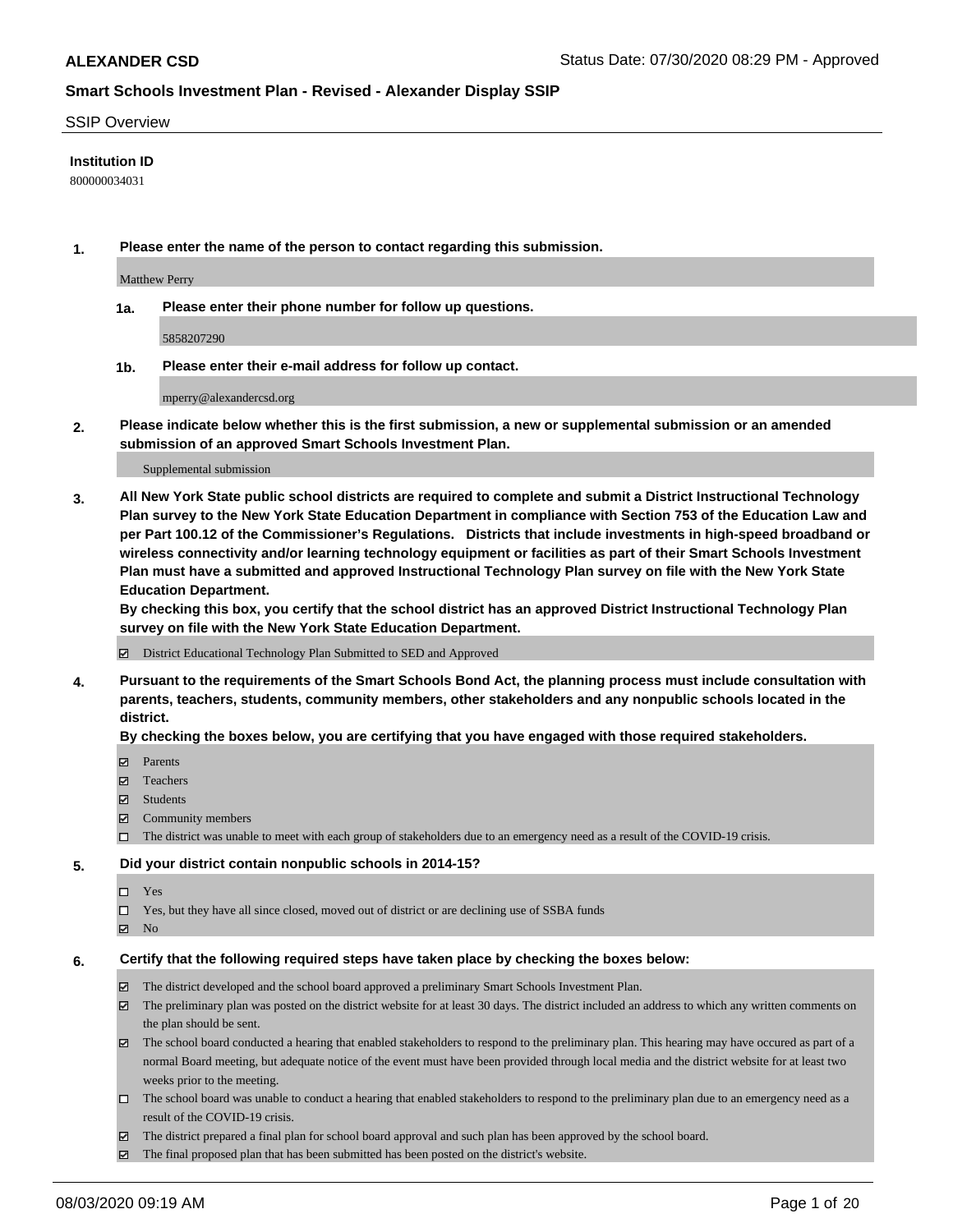**ALEXANDER CSD** Status Date: 07/30/2020 08:29 PM - Approved

## Smart Schools Investment Plan - Revised - Alexander Display SSIP

SSIP Overview

**Institution ID**

800000034031

**1. Please enter the name of the person to contact regarding this submission.**

Matthew Perry

**1a. Please enter their phone number for follow up questions.**

5858207290

**1b. Please enter their e-mail address for follow up contact.**

mperry@alexandercsd.org

**2. Please indicate below whether this is the first submission, a new or supplemental submission or an amended submission of an approved Smart Schools Investment Plan.**

Supplemental submission

**3. All New York State public school districts are required to complete and submit a District Instructional Technology Plan survey to the New York State Education Department in compliance with Section 753 of the Education Law and per Part 100.12 of the Commissioner's Regulations. Districts that include investments in high-speed broadband or wireless connectivity and/or learning technology equipment or facilities as part of their Smart Schools Investment Plan must have a submitted and approved Instructional Technology Plan survey on file with the New York State Education Department.**
**By checking this box, you certify that the school district has an approved District Instructional Technology Plan survey on file with the New York State Education Department.**

- ☑ District Educational Technology Plan Submitted to SED and Approved

**4. Pursuant to the requirements of the Smart Schools Bond Act, the planning process must include consultation with parents, teachers, students, community members, other stakeholders and any nonpublic schools located in the district.**
**By checking the boxes below, you are certifying that you have engaged with those required stakeholders.**

- ☑ Parents
- ☑ Teachers
- ☑ Students
- ☑ Community members
- ☐ The district was unable to meet with each group of stakeholders due to an emergency need as a result of the COVID-19 crisis.

**5. Did your district contain nonpublic schools in 2014-15?**

- ☐ Yes
- ☐ Yes, but they have all since closed, moved out of district or are declining use of SSBA funds
- ☑ No

**6. Certify that the following required steps have taken place by checking the boxes below:**

- ☑ The district developed and the school board approved a preliminary Smart Schools Investment Plan.
- ☑ The preliminary plan was posted on the district website for at least 30 days. The district included an address to which any written comments on the plan should be sent.
- ☑ The school board conducted a hearing that enabled stakeholders to respond to the preliminary plan. This hearing may have occured as part of a normal Board meeting, but adequate notice of the event must have been provided through local media and the district website for at least two weeks prior to the meeting.
- ☐ The school board was unable to conduct a hearing that enabled stakeholders to respond to the preliminary plan due to an emergency need as a result of the COVID-19 crisis.
- ☑ The district prepared a final plan for school board approval and such plan has been approved by the school board.
- ☑ The final proposed plan that has been submitted has been posted on the district's website.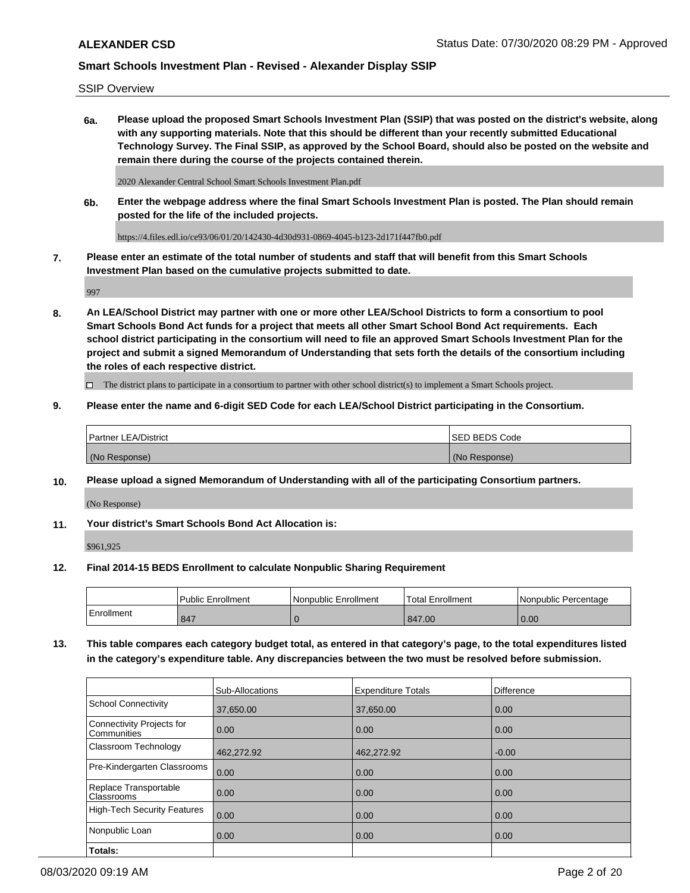**ALEXANDER CSD** Status Date: 07/30/2020 08:29 PM - Approved

**Smart Schools Investment Plan - Revised - Alexander Display SSIP**

SSIP Overview

**6a. Please upload the proposed Smart Schools Investment Plan (SSIP) that was posted on the district's website, along with any supporting materials. Note that this should be different than your recently submitted Educational Technology Survey. The Final SSIP, as approved by the School Board, should also be posted on the website and remain there during the course of the projects contained therein.**

2020 Alexander Central School Smart Schools Investment Plan.pdf

**6b. Enter the webpage address where the final Smart Schools Investment Plan is posted. The Plan should remain posted for the life of the included projects.**

https://4.files.edl.io/ce93/06/01/20/142430-4d30d931-0869-4045-b123-2d171f447fb0.pdf

**7. Please enter an estimate of the total number of students and staff that will benefit from this Smart Schools Investment Plan based on the cumulative projects submitted to date.**

997

**8. An LEA/School District may partner with one or more other LEA/School Districts to form a consortium to pool Smart Schools Bond Act funds for a project that meets all other Smart School Bond Act requirements. Each school district participating in the consortium will need to file an approved Smart Schools Investment Plan for the project and submit a signed Memorandum of Understanding that sets forth the details of the consortium including the roles of each respective district.**

☐ The district plans to participate in a consortium to partner with other school district(s) to implement a Smart Schools project.

**9. Please enter the name and 6-digit SED Code for each LEA/School District participating in the Consortium.**

| Partner LEA/District | SED BEDS Code |
| --- | --- |
| (No Response) | (No Response) |

**10. Please upload a signed Memorandum of Understanding with all of the participating Consortium partners.**

(No Response)

**11. Your district's Smart Schools Bond Act Allocation is:**

$961,925

**12. Final 2014-15 BEDS Enrollment to calculate Nonpublic Sharing Requirement**

| | Public Enrollment | Nonpublic Enrollment | Total Enrollment | Nonpublic Percentage |
| --- | --- | --- | --- | --- |
| Enrollment | 847 | 0 | 847.00 | 0.00 |

**13. This table compares each category budget total, as entered in that category's page, to the total expenditures listed in the category's expenditure table. Any discrepancies between the two must be resolved before submission.**

| | Sub-Allocations | Expenditure Totals | Difference |
| --- | --- | --- | --- |
| School Connectivity | 37,650.00 | 37,650.00 | 0.00 |
| Connectivity Projects for Communities | 0.00 | 0.00 | 0.00 |
| Classroom Technology | 462,272.92 | 462,272.92 | -0.00 |
| Pre-Kindergarten Classrooms | 0.00 | 0.00 | 0.00 |
| Replace Transportable Classrooms | 0.00 | 0.00 | 0.00 |
| High-Tech Security Features | 0.00 | 0.00 | 0.00 |
| Nonpublic Loan | 0.00 | 0.00 | 0.00 |
| **Totals:** | | | |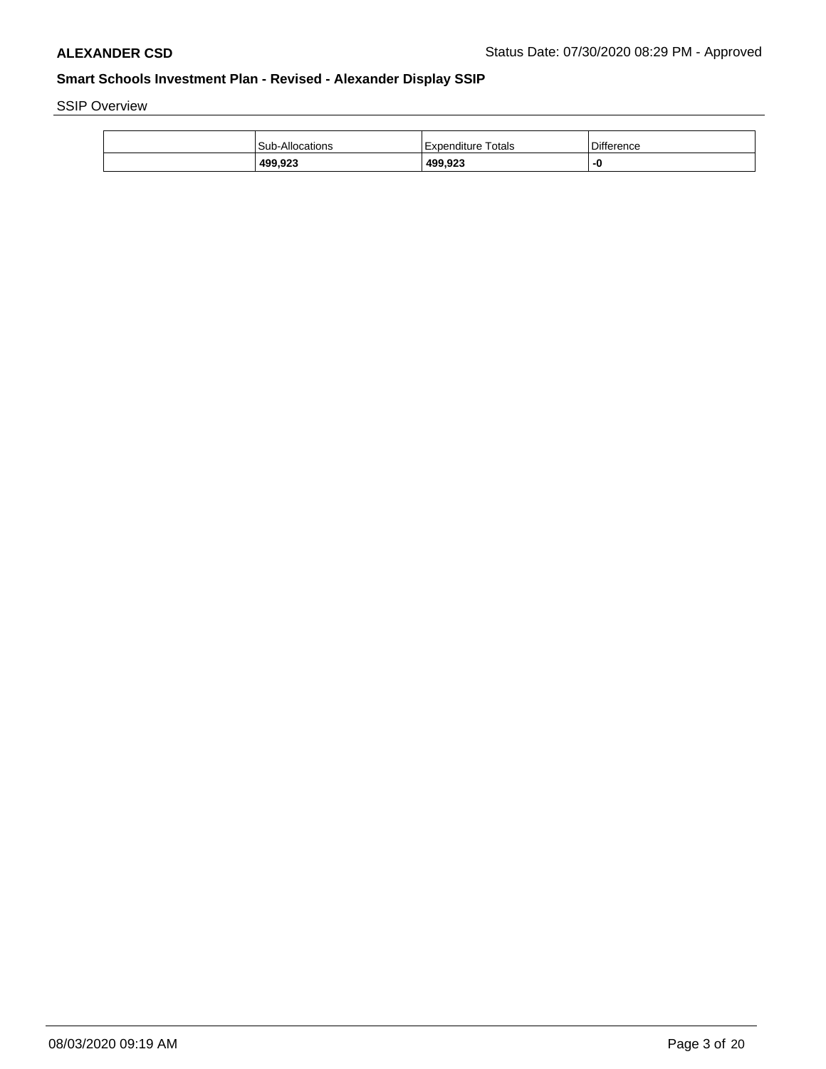SSIP Overview

| | Sub-Allocations | Expenditure Totals | Difference |
|---|---|---|---|
| | **499,923** | **499,923** | **-0** |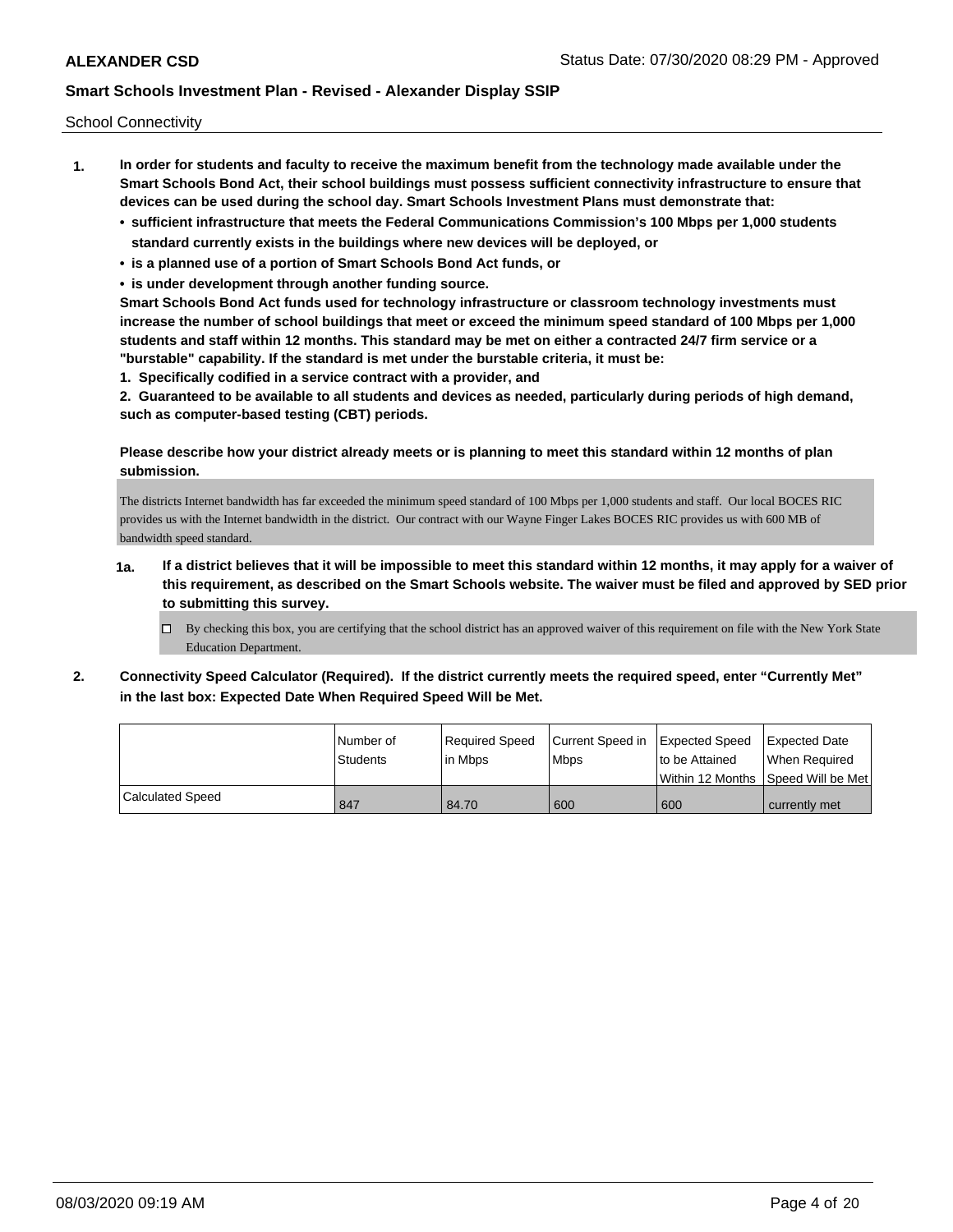School Connectivity

1. **In order for students and faculty to receive the maximum benefit from the technology made available under the Smart Schools Bond Act, their school buildings must possess sufficient connectivity infrastructure to ensure that devices can be used during the school day. Smart Schools Investment Plans must demonstrate that:**
   - **sufficient infrastructure that meets the Federal Communications Commission's 100 Mbps per 1,000 students standard currently exists in the buildings where new devices will be deployed, or**
   - **is a planned use of a portion of Smart Schools Bond Act funds, or**
   - **is under development through another funding source.**

   **Smart Schools Bond Act funds used for technology infrastructure or classroom technology investments must increase the number of school buildings that meet or exceed the minimum speed standard of 100 Mbps per 1,000 students and staff within 12 months. This standard may be met on either a contracted 24/7 firm service or a "burstable" capability. If the standard is met under the burstable criteria, it must be:**

   **1. Specifically codified in a service contract with a provider, and**

   **2. Guaranteed to be available to all students and devices as needed, particularly during periods of high demand, such as computer-based testing (CBT) periods.**

   **Please describe how your district already meets or is planning to meet this standard within 12 months of plan submission.**

   The districts Internet bandwidth has far exceeded the minimum speed standard of 100 Mbps per 1,000 students and staff. Our local BOCES RIC provides us with the Internet bandwidth in the district. Our contract with our Wayne Finger Lakes BOCES RIC provides us with 600 MB of bandwidth speed standard.

   **1a. If a district believes that it will be impossible to meet this standard within 12 months, it may apply for a waiver of this requirement, as described on the Smart Schools website. The waiver must be filed and approved by SED prior to submitting this survey.**

   ☐ By checking this box, you are certifying that the school district has an approved waiver of this requirement on file with the New York State Education Department.

2. **Connectivity Speed Calculator (Required). If the district currently meets the required speed, enter "Currently Met" in the last box: Expected Date When Required Speed Will be Met.**

|  | Number of Students | Required Speed in Mbps | Current Speed in Mbps | Expected Speed to be Attained Within 12 Months | Expected Date When Required Speed Will be Met |
|---|---|---|---|---|---|
| Calculated Speed | 847 | 84.70 | 600 | 600 | currently met |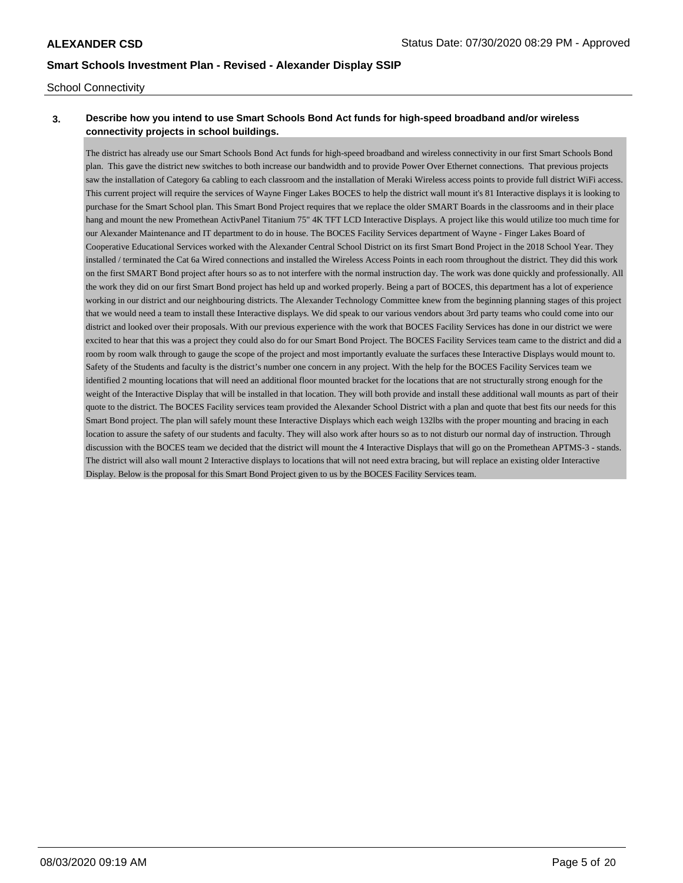School Connectivity

**3. Describe how you intend to use Smart Schools Bond Act funds for high-speed broadband and/or wireless connectivity projects in school buildings.**

The district has already use our Smart Schools Bond Act funds for high-speed broadband and wireless connectivity in our first Smart Schools Bond plan. This gave the district new switches to both increase our bandwidth and to provide Power Over Ethernet connections. That previous projects saw the installation of Category 6a cabling to each classroom and the installation of Meraki Wireless access points to provide full district WiFi access. This current project will require the services of Wayne Finger Lakes BOCES to help the district wall mount it's 81 Interactive displays it is looking to purchase for the Smart School plan. This Smart Bond Project requires that we replace the older SMART Boards in the classrooms and in their place hang and mount the new Promethean ActivPanel Titanium 75" 4K TFT LCD Interactive Displays. A project like this would utilize too much time for our Alexander Maintenance and IT department to do in house. The BOCES Facility Services department of Wayne - Finger Lakes Board of Cooperative Educational Services worked with the Alexander Central School District on its first Smart Bond Project in the 2018 School Year. They installed / terminated the Cat 6a Wired connections and installed the Wireless Access Points in each room throughout the district. They did this work on the first SMART Bond project after hours so as to not interfere with the normal instruction day. The work was done quickly and professionally. All the work they did on our first Smart Bond project has held up and worked properly. Being a part of BOCES, this department has a lot of experience working in our district and our neighbouring districts. The Alexander Technology Committee knew from the beginning planning stages of this project that we would need a team to install these Interactive displays. We did speak to our various vendors about 3rd party teams who could come into our district and looked over their proposals. With our previous experience with the work that BOCES Facility Services has done in our district we were excited to hear that this was a project they could also do for our Smart Bond Project. The BOCES Facility Services team came to the district and did a room by room walk through to gauge the scope of the project and most importantly evaluate the surfaces these Interactive Displays would mount to. Safety of the Students and faculty is the district's number one concern in any project. With the help for the BOCES Facility Services team we identified 2 mounting locations that will need an additional floor mounted bracket for the locations that are not structurally strong enough for the weight of the Interactive Display that will be installed in that location. They will both provide and install these additional wall mounts as part of their quote to the district. The BOCES Facility services team provided the Alexander School District with a plan and quote that best fits our needs for this Smart Bond project. The plan will safely mount these Interactive Displays which each weigh 132lbs with the proper mounting and bracing in each location to assure the safety of our students and faculty. They will also work after hours so as to not disturb our normal day of instruction. Through discussion with the BOCES team we decided that the district will mount the 4 Interactive Displays that will go on the Promethean APTMS-3 - stands. The district will also wall mount 2 Interactive displays to locations that will not need extra bracing, but will replace an existing older Interactive Display. Below is the proposal for this Smart Bond Project given to us by the BOCES Facility Services team.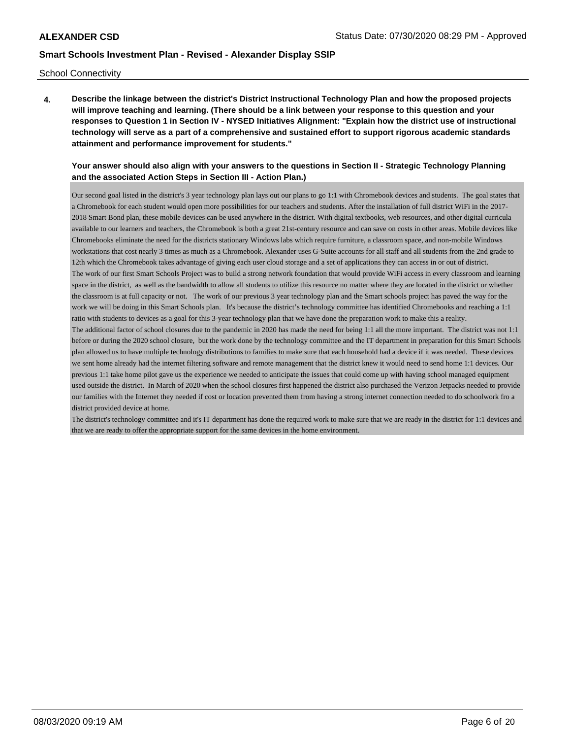School Connectivity

**4. Describe the linkage between the district's District Instructional Technology Plan and how the proposed projects will improve teaching and learning. (There should be a link between your response to this question and your responses to Question 1 in Section IV - NYSED Initiatives Alignment: "Explain how the district use of instructional technology will serve as a part of a comprehensive and sustained effort to support rigorous academic standards attainment and performance improvement for students."**

**Your answer should also align with your answers to the questions in Section II - Strategic Technology Planning and the associated Action Steps in Section III - Action Plan.)**

Our second goal listed in the district's 3 year technology plan lays out our plans to go 1:1 with Chromebook devices and students. The goal states that a Chromebook for each student would open more possibilities for our teachers and students. After the installation of full district WiFi in the 2017-2018 Smart Bond plan, these mobile devices can be used anywhere in the district. With digital textbooks, web resources, and other digital curricula available to our learners and teachers, the Chromebook is both a great 21st-century resource and can save on costs in other areas. Mobile devices like Chromebooks eliminate the need for the districts stationary Windows labs which require furniture, a classroom space, and non-mobile Windows workstations that cost nearly 3 times as much as a Chromebook. Alexander uses G-Suite accounts for all staff and all students from the 2nd grade to 12th which the Chromebook takes advantage of giving each user cloud storage and a set of applications they can access in or out of district.

The work of our first Smart Schools Project was to build a strong network foundation that would provide WiFi access in every classroom and learning space in the district, as well as the bandwidth to allow all students to utilize this resource no matter where they are located in the district or whether the classroom is at full capacity or not. The work of our previous 3 year technology plan and the Smart schools project has paved the way for the work we will be doing in this Smart Schools plan. It's because the district's technology committee has identified Chromebooks and reaching a 1:1 ratio with students to devices as a goal for this 3-year technology plan that we have done the preparation work to make this a reality.

The additional factor of school closures due to the pandemic in 2020 has made the need for being 1:1 all the more important. The district was not 1:1 before or during the 2020 school closure, but the work done by the technology committee and the IT department in preparation for this Smart Schools plan allowed us to have multiple technology distributions to families to make sure that each household had a device if it was needed. These devices we sent home already had the internet filtering software and remote management that the district knew it would need to send home 1:1 devices. Our previous 1:1 take home pilot gave us the experience we needed to anticipate the issues that could come up with having school managed equipment used outside the district. In March of 2020 when the school closures first happened the district also purchased the Verizon Jetpacks needed to provide our families with the Internet they needed if cost or location prevented them from having a strong internet connection needed to do schoolwork fro a district provided device at home.

The district's technology committee and it's IT department has done the required work to make sure that we are ready in the district for 1:1 devices and that we are ready to offer the appropriate support for the same devices in the home environment.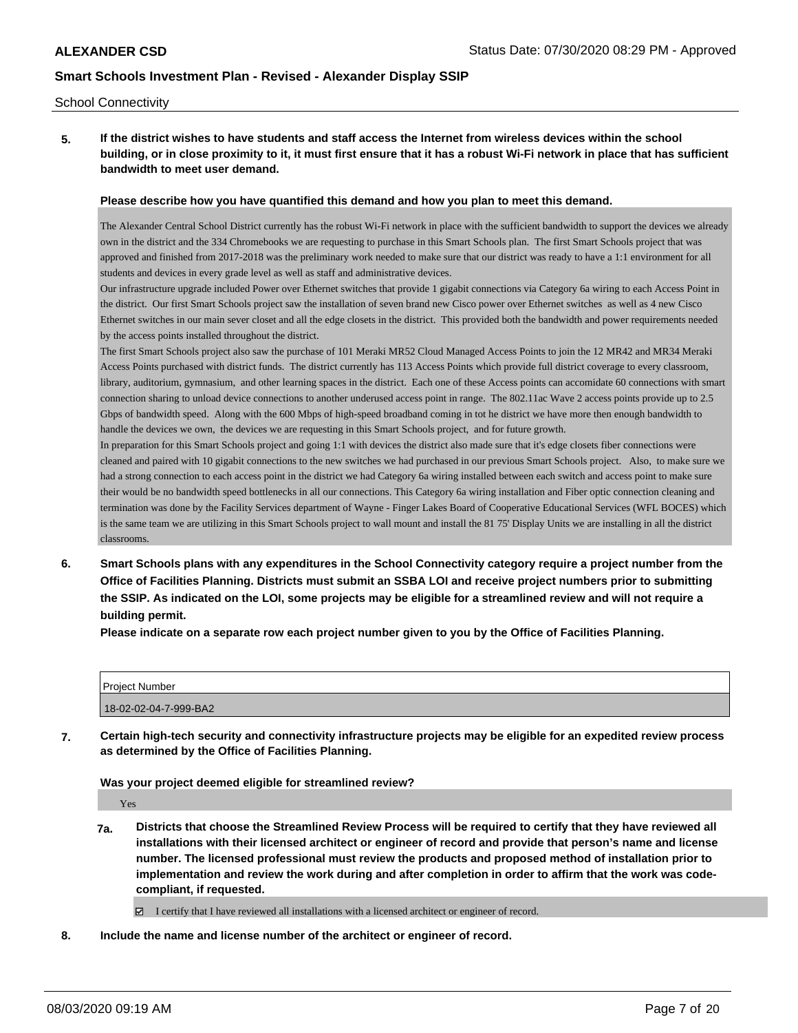School Connectivity

**5. If the district wishes to have students and staff access the Internet from wireless devices within the school building, or in close proximity to it, it must first ensure that it has a robust Wi-Fi network in place that has sufficient bandwidth to meet user demand.**

**Please describe how you have quantified this demand and how you plan to meet this demand.**

The Alexander Central School District currently has the robust Wi-Fi network in place with the sufficient bandwidth to support the devices we already own in the district and the 334 Chromebooks we are requesting to purchase in this Smart Schools plan. The first Smart Schools project that was approved and finished from 2017-2018 was the preliminary work needed to make sure that our district was ready to have a 1:1 environment for all students and devices in every grade level as well as staff and administrative devices.
Our infrastructure upgrade included Power over Ethernet switches that provide 1 gigabit connections via Category 6a wiring to each Access Point in the district. Our first Smart Schools project saw the installation of seven brand new Cisco power over Ethernet switches as well as 4 new Cisco Ethernet switches in our main sever closet and all the edge closets in the district. This provided both the bandwidth and power requirements needed by the access points installed throughout the district.
The first Smart Schools project also saw the purchase of 101 Meraki MR52 Cloud Managed Access Points to join the 12 MR42 and MR34 Meraki Access Points purchased with district funds. The district currently has 113 Access Points which provide full district coverage to every classroom, library, auditorium, gymnasium, and other learning spaces in the district. Each one of these Access points can accomidate 60 connections with smart connection sharing to unload device connections to another underused access point in range. The 802.11ac Wave 2 access points provide up to 2.5 Gbps of bandwidth speed. Along with the 600 Mbps of high-speed broadband coming in tot he district we have more then enough bandwidth to handle the devices we own, the devices we are requesting in this Smart Schools project, and for future growth.
In preparation for this Smart Schools project and going 1:1 with devices the district also made sure that it's edge closets fiber connections were cleaned and paired with 10 gigabit connections to the new switches we had purchased in our previous Smart Schools project. Also, to make sure we had a strong connection to each access point in the district we had Category 6a wiring installed between each switch and access point to make sure their would be no bandwidth speed bottlenecks in all our connections. This Category 6a wiring installation and Fiber optic connection cleaning and termination was done by the Facility Services department of Wayne - Finger Lakes Board of Cooperative Educational Services (WFL BOCES) which is the same team we are utilizing in this Smart Schools project to wall mount and install the 81 75' Display Units we are installing in all the district classrooms.

**6. Smart Schools plans with any expenditures in the School Connectivity category require a project number from the Office of Facilities Planning. Districts must submit an SSBA LOI and receive project numbers prior to submitting the SSIP. As indicated on the LOI, some projects may be eligible for a streamlined review and will not require a building permit.**

**Please indicate on a separate row each project number given to you by the Office of Facilities Planning.**

| Project Number |
|---|
| 18-02-02-04-7-999-BA2 |

**7. Certain high-tech security and connectivity infrastructure projects may be eligible for an expedited review process as determined by the Office of Facilities Planning.**

**Was your project deemed eligible for streamlined review?**

Yes

**7a. Districts that choose the Streamlined Review Process will be required to certify that they have reviewed all installations with their licensed architect or engineer of record and provide that person's name and license number. The licensed professional must review the products and proposed method of installation prior to implementation and review the work during and after completion in order to affirm that the work was code-compliant, if requested.**

☑ I certify that I have reviewed all installations with a licensed architect or engineer of record.

**8. Include the name and license number of the architect or engineer of record.**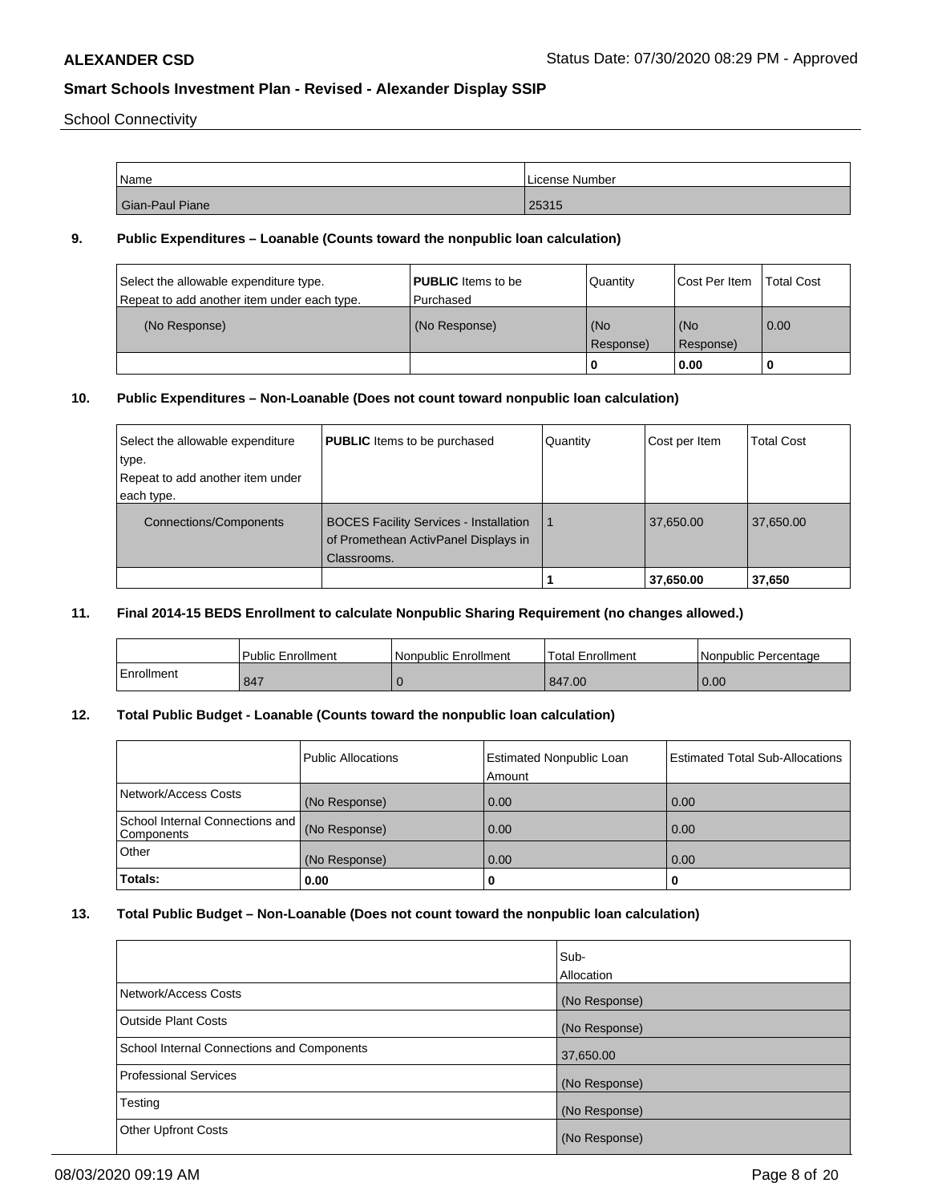School Connectivity

| Name | License Number |
|---|---|
| Gian-Paul Piane | 25315 |

## 9. Public Expenditures – Loanable (Counts toward the nonpublic loan calculation)

| Select the allowable expenditure type. Repeat to add another item under each type. | **PUBLIC** Items to be Purchased | Quantity | Cost Per Item | Total Cost |
|---|---|---|---|---|
| (No Response) | (No Response) | (No Response) | (No Response) | 0.00 |
| | | 0 | 0.00 | 0 |

## 10. Public Expenditures – Non-Loanable (Does not count toward nonpublic loan calculation)

| Select the allowable expenditure type. Repeat to add another item under each type. | **PUBLIC** Items to be purchased | Quantity | Cost per Item | Total Cost |
|---|---|---|---|---|
| Connections/Components | BOCES Facility Services - Installation of Promethean ActivPanel Displays in Classrooms. | 1 | 37,650.00 | 37,650.00 |
| | | 1 | 37,650.00 | 37,650 |

## 11. Final 2014-15 BEDS Enrollment to calculate Nonpublic Sharing Requirement (no changes allowed.)

| | Public Enrollment | Nonpublic Enrollment | Total Enrollment | Nonpublic Percentage |
|---|---|---|---|---|
| Enrollment | 847 | 0 | 847.00 | 0.00 |

## 12. Total Public Budget - Loanable (Counts toward the nonpublic loan calculation)

| | Public Allocations | Estimated Nonpublic Loan Amount | Estimated Total Sub-Allocations |
|---|---|---|---|
| Network/Access Costs | (No Response) | 0.00 | 0.00 |
| School Internal Connections and Components | (No Response) | 0.00 | 0.00 |
| Other | (No Response) | 0.00 | 0.00 |
| **Totals:** | **0.00** | **0** | **0** |

## 13. Total Public Budget – Non-Loanable (Does not count toward the nonpublic loan calculation)

| | Sub-Allocation |
|---|---|
| Network/Access Costs | (No Response) |
| Outside Plant Costs | (No Response) |
| School Internal Connections and Components | 37,650.00 |
| Professional Services | (No Response) |
| Testing | (No Response) |
| Other Upfront Costs | (No Response) |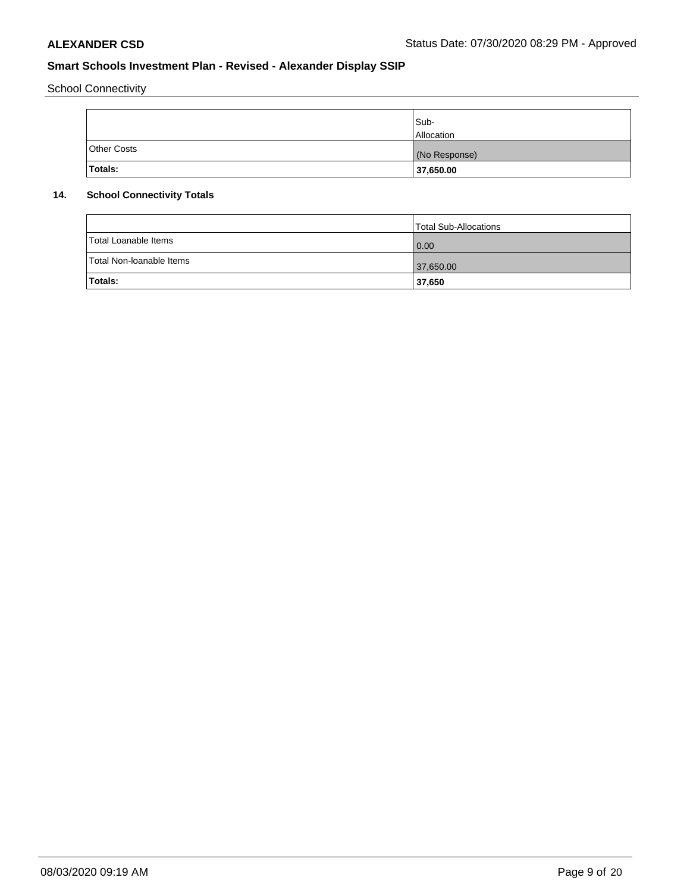School Connectivity

| | Sub-Allocation |
|---|---|
| Other Costs | (No Response) |
| **Totals:** | **37,650.00** |

**14. School Connectivity Totals**

| | Total Sub-Allocations |
|---|---|
| Total Loanable Items | 0.00 |
| Total Non-loanable Items | 37,650.00 |
| **Totals:** | **37,650** |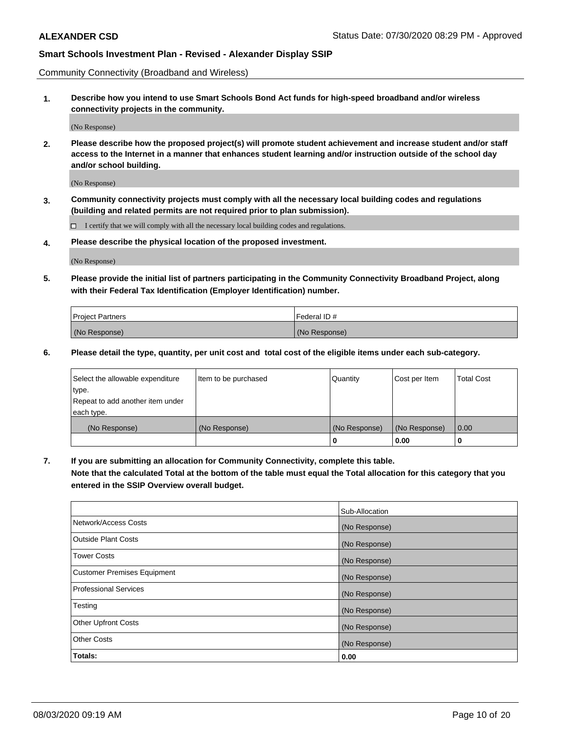Community Connectivity (Broadband and Wireless)

**1. Describe how you intend to use Smart Schools Bond Act funds for high-speed broadband and/or wireless connectivity projects in the community.**

(No Response)

**2. Please describe how the proposed project(s) will promote student achievement and increase student and/or staff access to the Internet in a manner that enhances student learning and/or instruction outside of the school day and/or school building.**

(No Response)

**3. Community connectivity projects must comply with all the necessary local building codes and regulations (building and related permits are not required prior to plan submission).**

☐ I certify that we will comply with all the necessary local building codes and regulations.

**4. Please describe the physical location of the proposed investment.**

(No Response)

**5. Please provide the initial list of partners participating in the Community Connectivity Broadband Project, along with their Federal Tax Identification (Employer Identification) number.**

| Project Partners | Federal ID # |
|---|---|
| (No Response) | (No Response) |

**6. Please detail the type, quantity, per unit cost and total cost of the eligible items under each sub-category.**

| Select the allowable expenditure type. Repeat to add another item under each type. | Item to be purchased | Quantity | Cost per Item | Total Cost |
|---|---|---|---|---|
| (No Response) | (No Response) | (No Response) | (No Response) | 0.00 |
| | | **0** | **0.00** | **0** |

**7. If you are submitting an allocation for Community Connectivity, complete this table. Note that the calculated Total at the bottom of the table must equal the Total allocation for this category that you entered in the SSIP Overview overall budget.**

| | Sub-Allocation |
|---|---|
| Network/Access Costs | (No Response) |
| Outside Plant Costs | (No Response) |
| Tower Costs | (No Response) |
| Customer Premises Equipment | (No Response) |
| Professional Services | (No Response) |
| Testing | (No Response) |
| Other Upfront Costs | (No Response) |
| Other Costs | (No Response) |
| **Totals:** | **0.00** |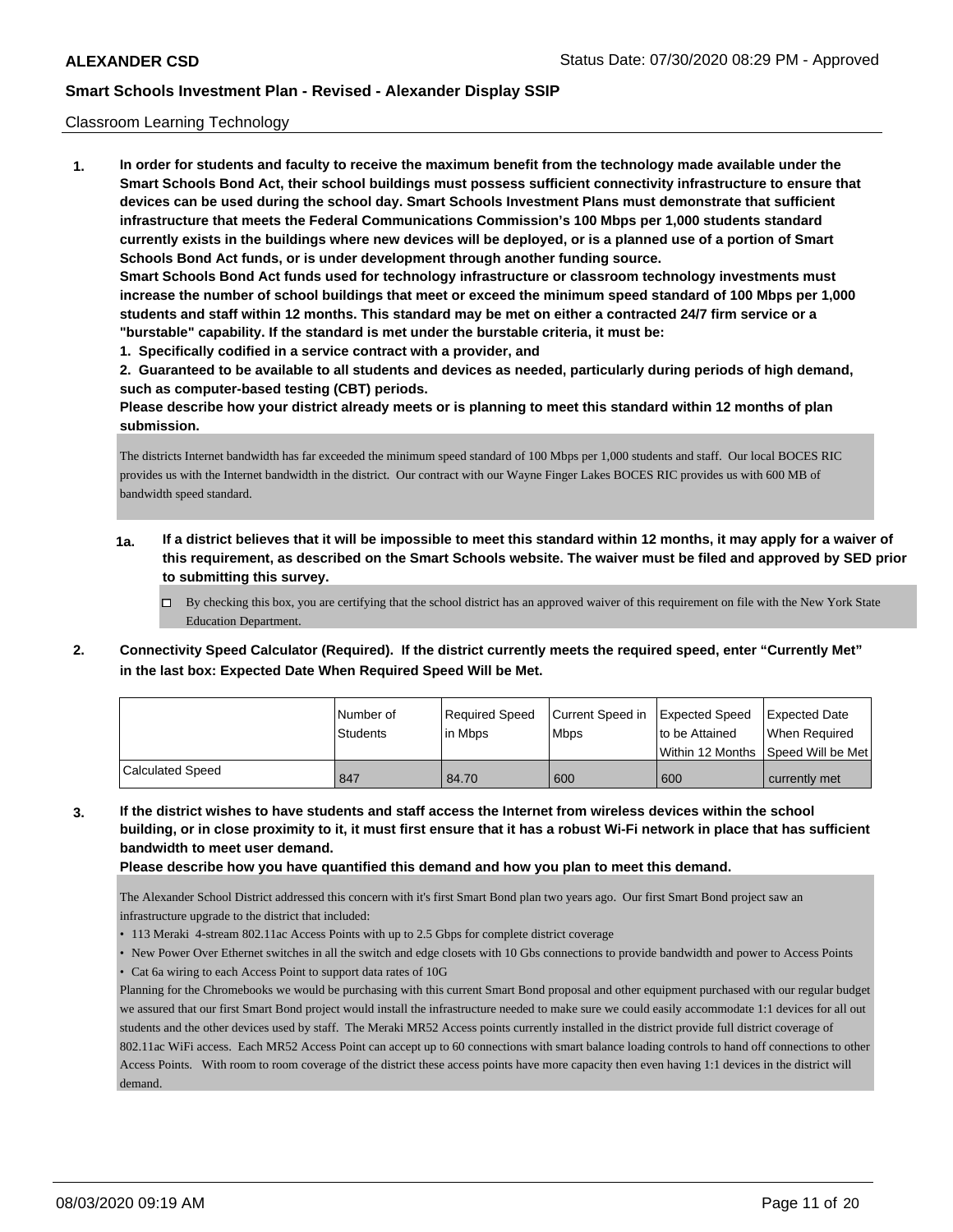Classroom Learning Technology

**1. In order for students and faculty to receive the maximum benefit from the technology made available under the Smart Schools Bond Act, their school buildings must possess sufficient connectivity infrastructure to ensure that devices can be used during the school day. Smart Schools Investment Plans must demonstrate that sufficient infrastructure that meets the Federal Communications Commission's 100 Mbps per 1,000 students standard currently exists in the buildings where new devices will be deployed, or is a planned use of a portion of Smart Schools Bond Act funds, or is under development through another funding source.**

**Smart Schools Bond Act funds used for technology infrastructure or classroom technology investments must increase the number of school buildings that meet or exceed the minimum speed standard of 100 Mbps per 1,000 students and staff within 12 months. This standard may be met on either a contracted 24/7 firm service or a "burstable" capability. If the standard is met under the burstable criteria, it must be:**

**1. Specifically codified in a service contract with a provider, and**

**2. Guaranteed to be available to all students and devices as needed, particularly during periods of high demand, such as computer-based testing (CBT) periods.**

**Please describe how your district already meets or is planning to meet this standard within 12 months of plan submission.**

The districts Internet bandwidth has far exceeded the minimum speed standard of 100 Mbps per 1,000 students and staff. Our local BOCES RIC provides us with the Internet bandwidth in the district. Our contract with our Wayne Finger Lakes BOCES RIC provides us with 600 MB of bandwidth speed standard.

**1a. If a district believes that it will be impossible to meet this standard within 12 months, it may apply for a waiver of this requirement, as described on the Smart Schools website. The waiver must be filed and approved by SED prior to submitting this survey.**

☐ By checking this box, you are certifying that the school district has an approved waiver of this requirement on file with the New York State Education Department.

**2. Connectivity Speed Calculator (Required). If the district currently meets the required speed, enter "Currently Met" in the last box: Expected Date When Required Speed Will be Met.**

| | Number of Students | Required Speed in Mbps | Current Speed in Mbps | Expected Speed to be Attained Within 12 Months | Expected Date When Required Speed Will be Met |
|---|---|---|---|---|---|
| Calculated Speed | 847 | 84.70 | 600 | 600 | currently met |

**3. If the district wishes to have students and staff access the Internet from wireless devices within the school building, or in close proximity to it, it must first ensure that it has a robust Wi-Fi network in place that has sufficient bandwidth to meet user demand.**

**Please describe how you have quantified this demand and how you plan to meet this demand.**

The Alexander School District addressed this concern with it's first Smart Bond plan two years ago. Our first Smart Bond project saw an infrastructure upgrade to the district that included:

- 113 Meraki 4-stream 802.11ac Access Points with up to 2.5 Gbps for complete district coverage
- New Power Over Ethernet switches in all the switch and edge closets with 10 Gbs connections to provide bandwidth and power to Access Points
- Cat 6a wiring to each Access Point to support data rates of 10G

Planning for the Chromebooks we would be purchasing with this current Smart Bond proposal and other equipment purchased with our regular budget we assured that our first Smart Bond project would install the infrastructure needed to make sure we could easily accommodate 1:1 devices for all out students and the other devices used by staff. The Meraki MR52 Access points currently installed in the district provide full district coverage of 802.11ac WiFi access. Each MR52 Access Point can accept up to 60 connections with smart balance loading controls to hand off connections to other Access Points. With room to room coverage of the district these access points have more capacity then even having 1:1 devices in the district will demand.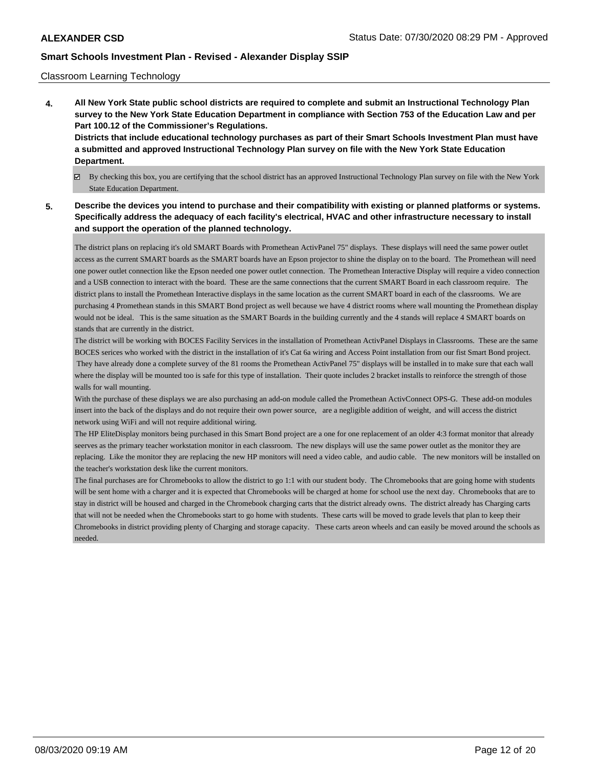Classroom Learning Technology

**4. All New York State public school districts are required to complete and submit an Instructional Technology Plan survey to the New York State Education Department in compliance with Section 753 of the Education Law and per Part 100.12 of the Commissioner's Regulations.**
**Districts that include educational technology purchases as part of their Smart Schools Investment Plan must have a submitted and approved Instructional Technology Plan survey on file with the New York State Education Department.**

☑ By checking this box, you are certifying that the school district has an approved Instructional Technology Plan survey on file with the New York State Education Department.

**5. Describe the devices you intend to purchase and their compatibility with existing or planned platforms or systems. Specifically address the adequacy of each facility's electrical, HVAC and other infrastructure necessary to install and support the operation of the planned technology.**

The district plans on replacing it's old SMART Boards with Promethean ActivPanel 75" displays. These displays will need the same power outlet access as the current SMART boards as the SMART boards have an Epson projector to shine the display on to the board. The Promethean will need one power outlet connection like the Epson needed one power outlet connection. The Promethean Interactive Display will require a video connection and a USB connection to interact with the board. These are the same connections that the current SMART Board in each classroom require. The district plans to install the Promethean Interactive displays in the same location as the current SMART board in each of the classrooms. We are purchasing 4 Promethean stands in this SMART Bond project as well because we have 4 district rooms where wall mounting the Promethean display would not be ideal. This is the same situation as the SMART Boards in the building currently and the 4 stands will replace 4 SMART boards on stands that are currently in the district.
The district will be working with BOCES Facility Services in the installation of Promethean ActivPanel Displays in Classrooms. These are the same BOCES serices who worked with the district in the installation of it's Cat 6a wiring and Access Point installation from our fist Smart Bond project. They have already done a complete survey of the 81 rooms the Promethean ActivPanel 75" displays will be installed in to make sure that each wall where the display will be mounted too is safe for this type of installation. Their quote includes 2 bracket installs to reinforce the strength of those walls for wall mounting.
With the purchase of these displays we are also purchasing an add-on module called the Promethean ActivConnect OPS-G. These add-on modules insert into the back of the displays and do not require their own power source, are a negligible addition of weight, and will access the district network using WiFi and will not require additional wiring.
The HP EliteDisplay monitors being purchased in this Smart Bond project are a one for one replacement of an older 4:3 format monitor that already seerves as the primary teacher workstation monitor in each classroom. The new displays will use the same power outlet as the monitor they are replacing. Like the monitor they are replacing the new HP monitors will need a video cable, and audio cable. The new monitors will be installed on the teacher's workstation desk like the current monitors.
The final purchases are for Chromebooks to allow the district to go 1:1 with our student body. The Chromebooks that are going home with students will be sent home with a charger and it is expected that Chromebooks will be charged at home for school use the next day. Chromebooks that are to stay in district will be housed and charged in the Chromebook charging carts that the district already owns. The district already has Charging carts that will not be needed when the Chromebooks start to go home with students. These carts will be moved to grade levels that plan to keep their Chromebooks in district providing plenty of Charging and storage capacity. These carts areon wheels and can easily be moved around the schools as needed.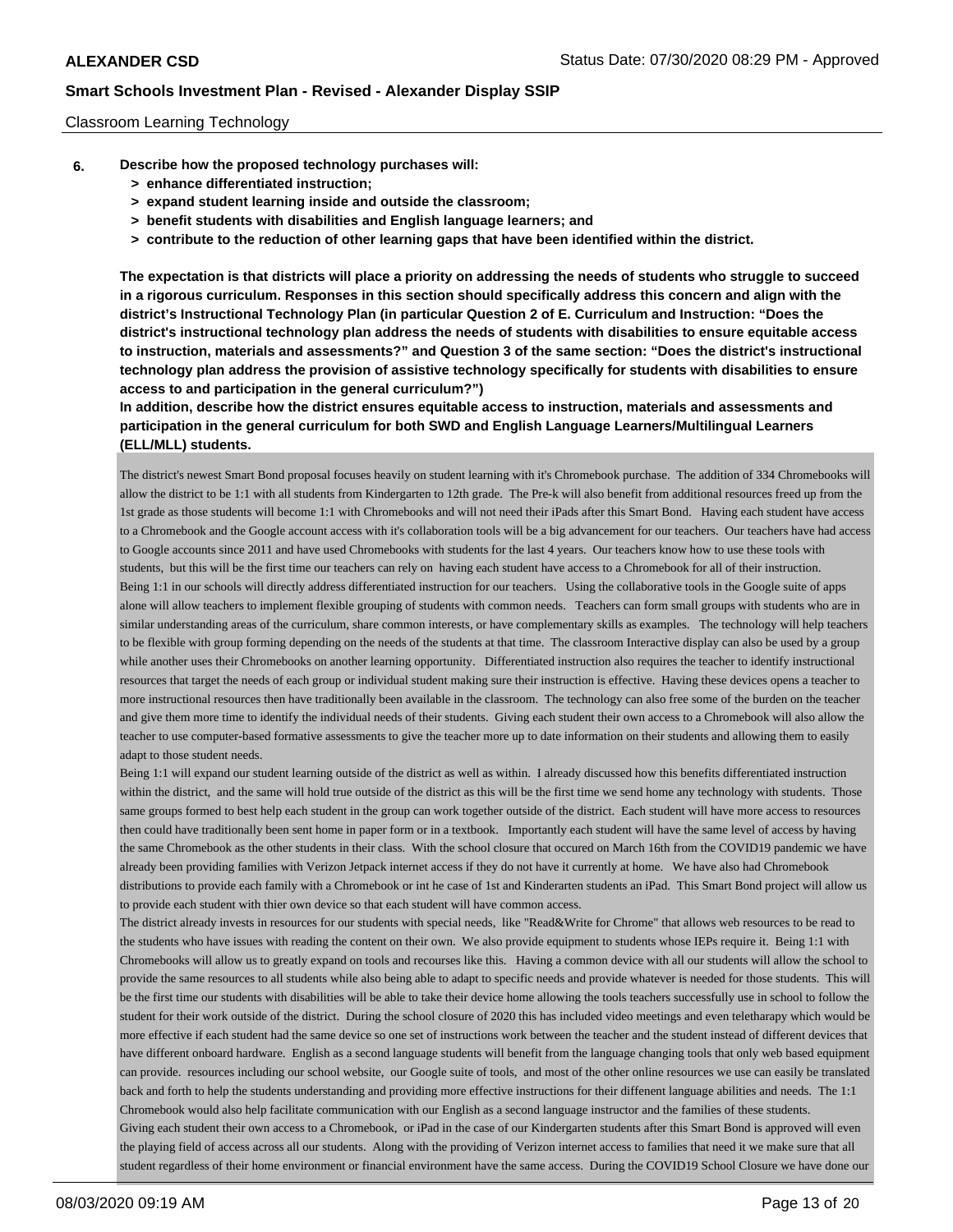Classroom Learning Technology

**6. Describe how the proposed technology purchases will:**
- **> enhance differentiated instruction;**
- **> expand student learning inside and outside the classroom;**
- **> benefit students with disabilities and English language learners; and**
- **> contribute to the reduction of other learning gaps that have been identified within the district.**

**The expectation is that districts will place a priority on addressing the needs of students who struggle to succeed in a rigorous curriculum. Responses in this section should specifically address this concern and align with the district's Instructional Technology Plan (in particular Question 2 of E. Curriculum and Instruction: "Does the district's instructional technology plan address the needs of students with disabilities to ensure equitable access to instruction, materials and assessments?" and Question 3 of the same section: "Does the district's instructional technology plan address the provision of assistive technology specifically for students with disabilities to ensure access to and participation in the general curriculum?")**

**In addition, describe how the district ensures equitable access to instruction, materials and assessments and participation in the general curriculum for both SWD and English Language Learners/Multilingual Learners (ELL/MLL) students.**

The district's newest Smart Bond proposal focuses heavily on student learning with it's Chromebook purchase. The addition of 334 Chromebooks will allow the district to be 1:1 with all students from Kindergarten to 12th grade. The Pre-k will also benefit from additional resources freed up from the 1st grade as those students will become 1:1 with Chromebooks and will not need their iPads after this Smart Bond. Having each student have access to a Chromebook and the Google account access with it's collaboration tools will be a big advancement for our teachers. Our teachers have had access to Google accounts since 2011 and have used Chromebooks with students for the last 4 years. Our teachers know how to use these tools with students, but this will be the first time our teachers can rely on having each student have access to a Chromebook for all of their instruction.
Being 1:1 in our schools will directly address differentiated instruction for our teachers. Using the collaborative tools in the Google suite of apps alone will allow teachers to implement flexible grouping of students with common needs. Teachers can form small groups with students who are in similar understanding areas of the curriculum, share common interests, or have complementary skills as examples. The technology will help teachers to be flexible with group forming depending on the needs of the students at that time. The classroom Interactive display can also be used by a group while another uses their Chromebooks on another learning opportunity. Differentiated instruction also requires the teacher to identify instructional resources that target the needs of each group or individual student making sure their instruction is effective. Having these devices opens a teacher to more instructional resources then have traditionally been available in the classroom. The technology can also free some of the burden on the teacher and give them more time to identify the individual needs of their students. Giving each student their own access to a Chromebook will also allow the teacher to use computer-based formative assessments to give the teacher more up to date information on their students and allowing them to easily adapt to those student needs.
Being 1:1 will expand our student learning outside of the district as well as within. I already discussed how this benefits differentiated instruction within the district, and the same will hold true outside of the district as this will be the first time we send home any technology with students. Those same groups formed to best help each student in the group can work together outside of the district. Each student will have more access to resources then could have traditionally been sent home in paper form or in a textbook. Importantly each student will have the same level of access by having the same Chromebook as the other students in their class. With the school closure that occured on March 16th from the COVID19 pandemic we have already been providing families with Verizon Jetpack internet access if they do not have it currently at home. We have also had Chromebook distributions to provide each family with a Chromebook or int he case of 1st and Kinderarten students an iPad. This Smart Bond project will allow us to provide each student with thier own device so that each student will have common access.
The district already invests in resources for our students with special needs, like "Read&Write for Chrome" that allows web resources to be read to the students who have issues with reading the content on their own. We also provide equipment to students whose IEPs require it. Being 1:1 with Chromebooks will allow us to greatly expand on tools and recourses like this. Having a common device with all our students will allow the school to provide the same resources to all students while also being able to adapt to specific needs and provide whatever is needed for those students. This will be the first time our students with disabilities will be able to take their device home allowing the tools teachers successfully use in school to follow the student for their work outside of the district. During the school closure of 2020 this has included video meetings and even teletharapy which would be more effective if each student had the same device so one set of instructions work between the teacher and the student instead of different devices that have different onboard hardware. English as a second language students will benefit from the language changing tools that only web based equipment can provide. resources including our school website, our Google suite of tools, and most of the other online resources we use can easily be translated back and forth to help the students understanding and providing more effective instructions for their diffenent language abilities and needs. The 1:1 Chromebook would also help facilitate communication with our English as a second language instructor and the families of these students.
Giving each student their own access to a Chromebook, or iPad in the case of our Kindergarten students after this Smart Bond is approved will even the playing field of access across all our students. Along with the providing of Verizon internet access to families that need it we make sure that all student regardless of their home environment or financial environment have the same access. During the COVID19 School Closure we have done our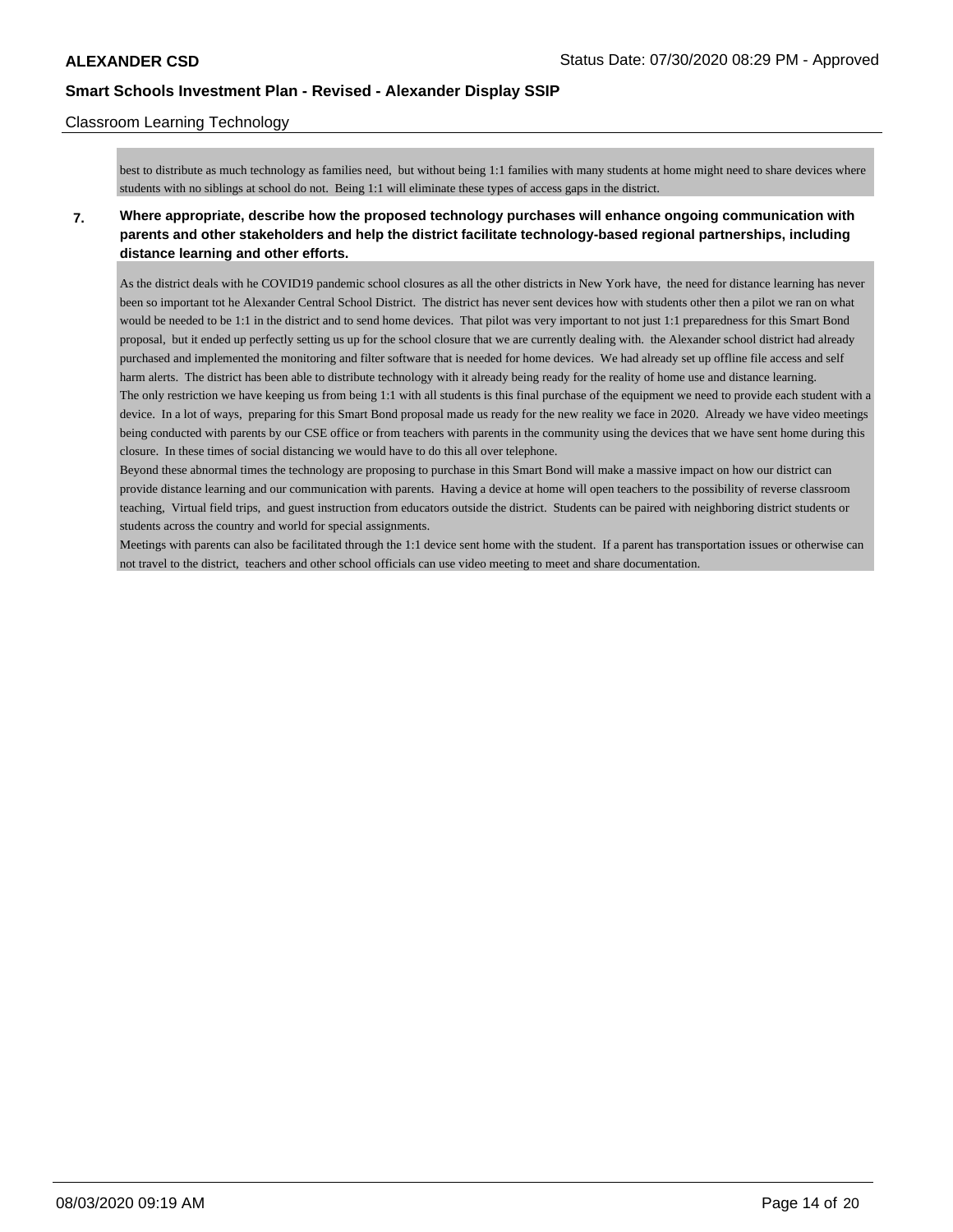best to distribute as much technology as families need, but without being 1:1 families with many students at home might need to share devices where students with no siblings at school do not. Being 1:1 will eliminate these types of access gaps in the district.

**7. Where appropriate, describe how the proposed technology purchases will enhance ongoing communication with parents and other stakeholders and help the district facilitate technology-based regional partnerships, including distance learning and other efforts.**

As the district deals with he COVID19 pandemic school closures as all the other districts in New York have, the need for distance learning has never been so important tot he Alexander Central School District. The district has never sent devices how with students other then a pilot we ran on what would be needed to be 1:1 in the district and to send home devices. That pilot was very important to not just 1:1 preparedness for this Smart Bond proposal, but it ended up perfectly setting us up for the school closure that we are currently dealing with. the Alexander school district had already purchased and implemented the monitoring and filter software that is needed for home devices. We had already set up offline file access and self harm alerts. The district has been able to distribute technology with it already being ready for the reality of home use and distance learning.
The only restriction we have keeping us from being 1:1 with all students is this final purchase of the equipment we need to provide each student with a device. In a lot of ways, preparing for this Smart Bond proposal made us ready for the new reality we face in 2020. Already we have video meetings being conducted with parents by our CSE office or from teachers with parents in the community using the devices that we have sent home during this closure. In these times of social distancing we would have to do this all over telephone.
Beyond these abnormal times the technology are proposing to purchase in this Smart Bond will make a massive impact on how our district can provide distance learning and our communication with parents. Having a device at home will open teachers to the possibility of reverse classroom teaching, Virtual field trips, and guest instruction from educators outside the district. Students can be paired with neighboring district students or students across the country and world for special assignments.
Meetings with parents can also be facilitated through the 1:1 device sent home with the student. If a parent has transportation issues or otherwise can not travel to the district, teachers and other school officials can use video meeting to meet and share documentation.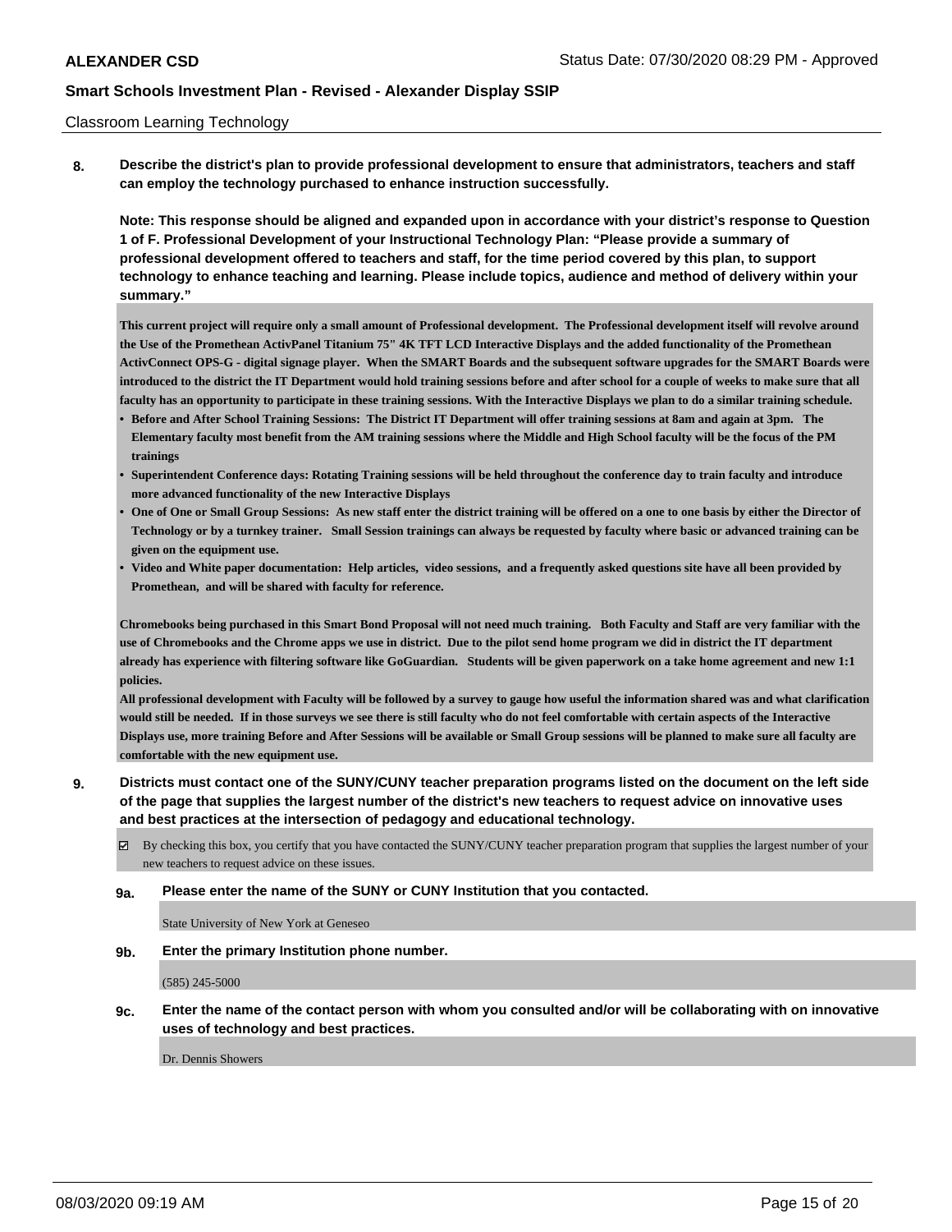Classroom Learning Technology

**8. Describe the district's plan to provide professional development to ensure that administrators, teachers and staff can employ the technology purchased to enhance instruction successfully.**

**Note: This response should be aligned and expanded upon in accordance with your district's response to Question 1 of F. Professional Development of your Instructional Technology Plan: "Please provide a summary of professional development offered to teachers and staff, for the time period covered by this plan, to support technology to enhance teaching and learning. Please include topics, audience and method of delivery within your summary."**

**This current project will require only a small amount of Professional development. The Professional development itself will revolve around the Use of the Promethean ActivPanel Titanium 75" 4K TFT LCD Interactive Displays and the added functionality of the Promethean ActivConnect OPS-G - digital signage player. When the SMART Boards and the subsequent software upgrades for the SMART Boards were introduced to the district the IT Department would hold training sessions before and after school for a couple of weeks to make sure that all faculty has an opportunity to participate in these training sessions. With the Interactive Displays we plan to do a similar training schedule.**

- **Before and After School Training Sessions: The District IT Department will offer training sessions at 8am and again at 3pm. The Elementary faculty most benefit from the AM training sessions where the Middle and High School faculty will be the focus of the PM trainings**
- **Superintendent Conference days: Rotating Training sessions will be held throughout the conference day to train faculty and introduce more advanced functionality of the new Interactive Displays**
- **One of One or Small Group Sessions: As new staff enter the district training will be offered on a one to one basis by either the Director of Technology or by a turnkey trainer. Small Session trainings can always be requested by faculty where basic or advanced training can be given on the equipment use.**
- **Video and White paper documentation: Help articles, video sessions, and a frequently asked questions site have all been provided by Promethean, and will be shared with faculty for reference.**

**Chromebooks being purchased in this Smart Bond Proposal will not need much training. Both Faculty and Staff are very familiar with the use of Chromebooks and the Chrome apps we use in district. Due to the pilot send home program we did in district the IT department already has experience with filtering software like GoGuardian. Students will be given paperwork on a take home agreement and new 1:1 policies.**

**All professional development with Faculty will be followed by a survey to gauge how useful the information shared was and what clarification would still be needed. If in those surveys we see there is still faculty who do not feel comfortable with certain aspects of the Interactive Displays use, more training Before and After Sessions will be available or Small Group sessions will be planned to make sure all faculty are comfortable with the new equipment use.**

**9. Districts must contact one of the SUNY/CUNY teacher preparation programs listed on the document on the left side of the page that supplies the largest number of the district's new teachers to request advice on innovative uses and best practices at the intersection of pedagogy and educational technology.**

☑ By checking this box, you certify that you have contacted the SUNY/CUNY teacher preparation program that supplies the largest number of your new teachers to request advice on these issues.

**9a. Please enter the name of the SUNY or CUNY Institution that you contacted.**

State University of New York at Geneseo

**9b. Enter the primary Institution phone number.**

(585) 245-5000

**9c. Enter the name of the contact person with whom you consulted and/or will be collaborating with on innovative uses of technology and best practices.**

Dr. Dennis Showers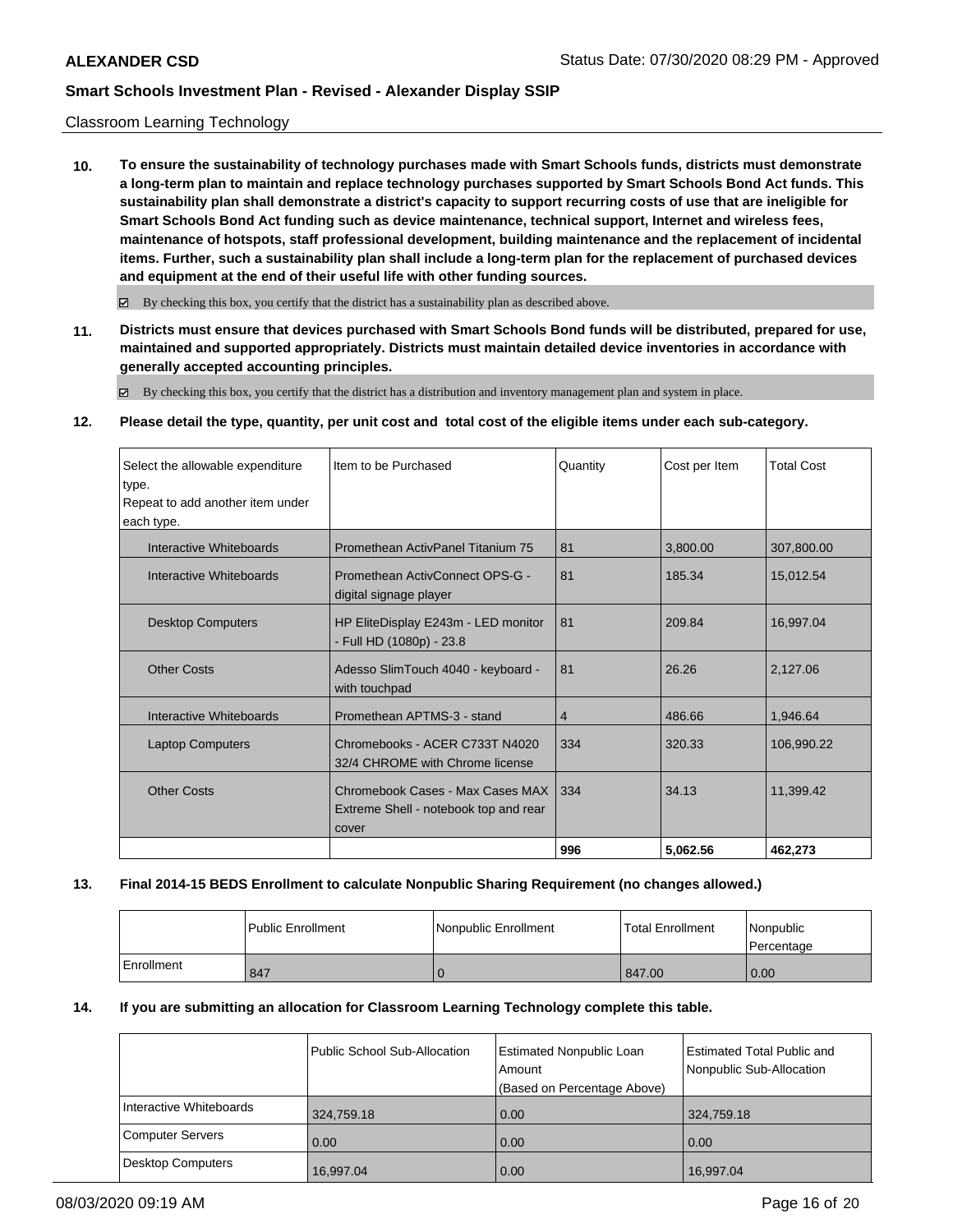Classroom Learning Technology

**10. To ensure the sustainability of technology purchases made with Smart Schools funds, districts must demonstrate a long-term plan to maintain and replace technology purchases supported by Smart Schools Bond Act funds. This sustainability plan shall demonstrate a district's capacity to support recurring costs of use that are ineligible for Smart Schools Bond Act funding such as device maintenance, technical support, Internet and wireless fees, maintenance of hotspots, staff professional development, building maintenance and the replacement of incidental items. Further, such a sustainability plan shall include a long-term plan for the replacement of purchased devices and equipment at the end of their useful life with other funding sources.**

☑ By checking this box, you certify that the district has a sustainability plan as described above.

**11. Districts must ensure that devices purchased with Smart Schools Bond funds will be distributed, prepared for use, maintained and supported appropriately. Districts must maintain detailed device inventories in accordance with generally accepted accounting principles.**

☑ By checking this box, you certify that the district has a distribution and inventory management plan and system in place.

**12. Please detail the type, quantity, per unit cost and total cost of the eligible items under each sub-category.**

| Select the allowable expenditure type. Repeat to add another item under each type. | Item to be Purchased | Quantity | Cost per Item | Total Cost |
|---|---|---|---|---|
| Interactive Whiteboards | Promethean ActivPanel Titanium 75 | 81 | 3,800.00 | 307,800.00 |
| Interactive Whiteboards | Promethean ActivConnect OPS-G - digital signage player | 81 | 185.34 | 15,012.54 |
| Desktop Computers | HP EliteDisplay E243m - LED monitor - Full HD (1080p) - 23.8 | 81 | 209.84 | 16,997.04 |
| Other Costs | Adesso SlimTouch 4040 - keyboard - with touchpad | 81 | 26.26 | 2,127.06 |
| Interactive Whiteboards | Promethean APTMS-3 - stand | 4 | 486.66 | 1,946.64 |
| Laptop Computers | Chromebooks - ACER C733T N4020 32/4 CHROME with Chrome license | 334 | 320.33 | 106,990.22 |
| Other Costs | Chromebook Cases - Max Cases MAX Extreme Shell - notebook top and rear cover | 334 | 34.13 | 11,399.42 |
| | | **996** | **5,062.56** | **462,273** |

**13. Final 2014-15 BEDS Enrollment to calculate Nonpublic Sharing Requirement (no changes allowed.)**

| | Public Enrollment | Nonpublic Enrollment | Total Enrollment | Nonpublic Percentage |
|---|---|---|---|---|
| Enrollment | 847 | 0 | 847.00 | 0.00 |

**14. If you are submitting an allocation for Classroom Learning Technology complete this table.**

| | Public School Sub-Allocation | Estimated Nonpublic Loan Amount (Based on Percentage Above) | Estimated Total Public and Nonpublic Sub-Allocation |
|---|---|---|---|
| Interactive Whiteboards | 324,759.18 | 0.00 | 324,759.18 |
| Computer Servers | 0.00 | 0.00 | 0.00 |
| Desktop Computers | 16,997.04 | 0.00 | 16,997.04 |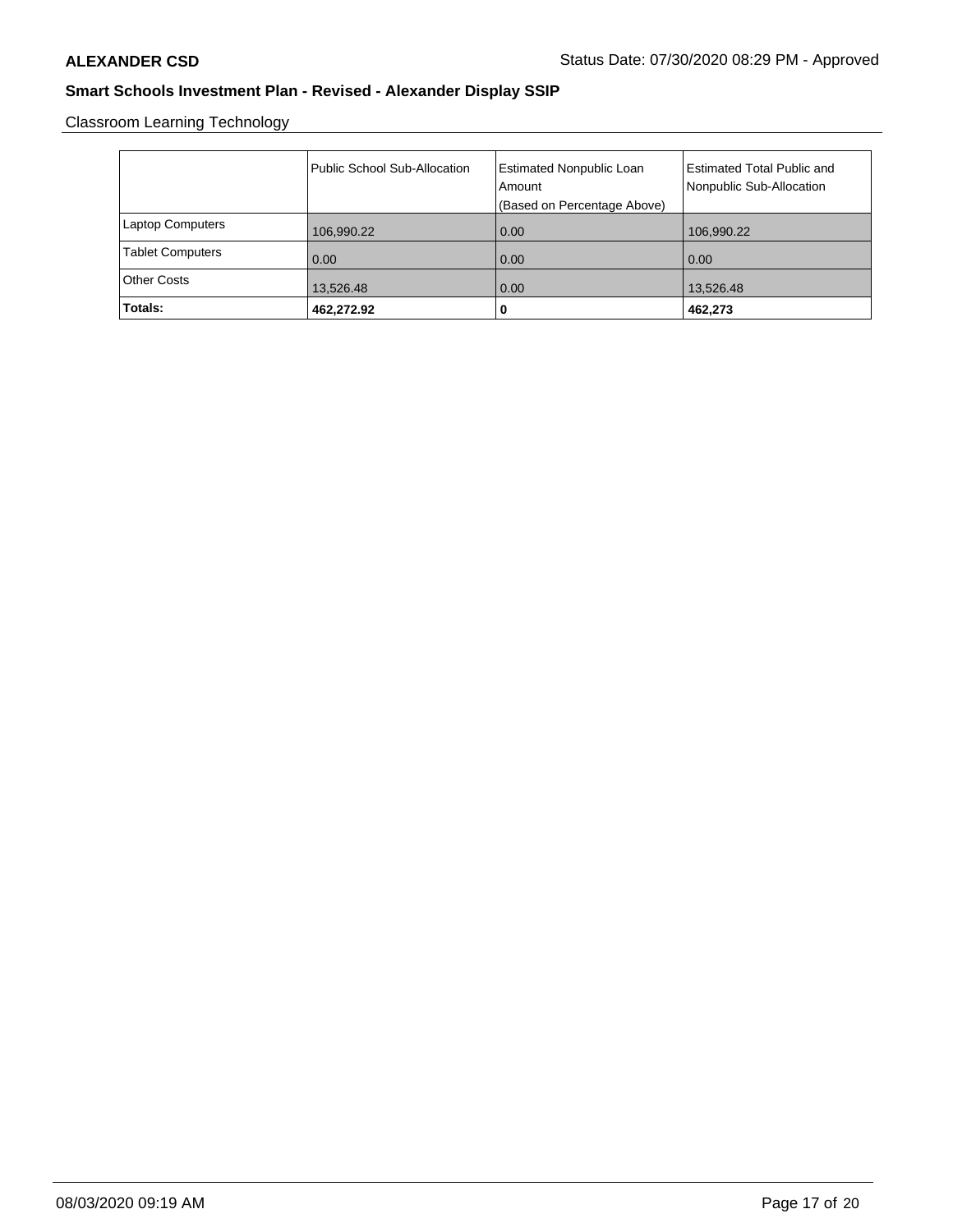## Smart Schools Investment Plan - Revised - Alexander Display SSIP

Classroom Learning Technology

| | Public School Sub-Allocation | Estimated Nonpublic Loan Amount (Based on Percentage Above) | Estimated Total Public and Nonpublic Sub-Allocation |
|---|---|---|---|
| Laptop Computers | 106,990.22 | 0.00 | 106,990.22 |
| Tablet Computers | 0.00 | 0.00 | 0.00 |
| Other Costs | 13,526.48 | 0.00 | 13,526.48 |
| **Totals:** | **462,272.92** | **0** | **462,273** |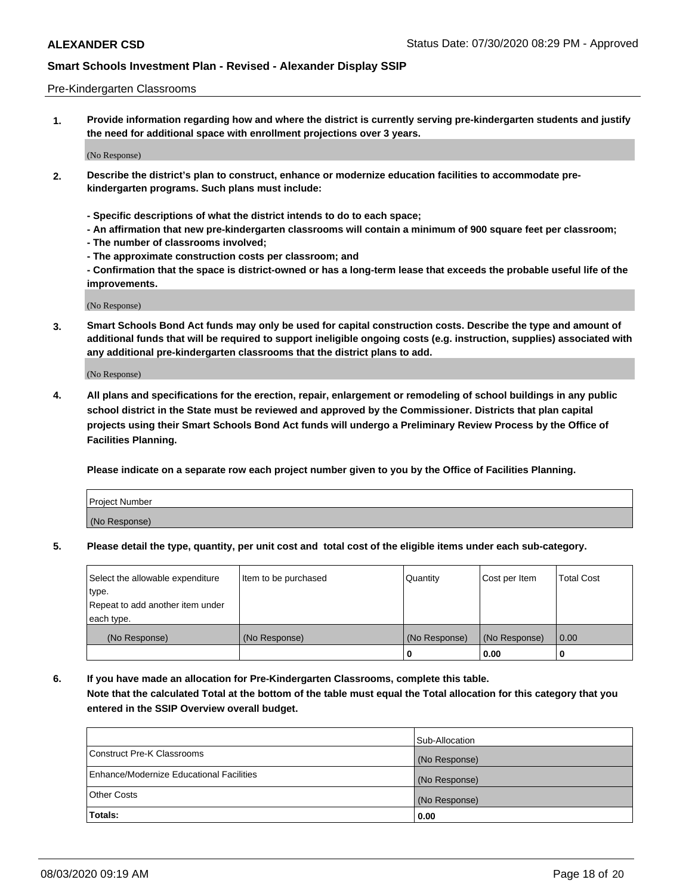Pre-Kindergarten Classrooms

**1. Provide information regarding how and where the district is currently serving pre-kindergarten students and justify the need for additional space with enrollment projections over 3 years.**

(No Response)

**2. Describe the district's plan to construct, enhance or modernize education facilities to accommodate pre-kindergarten programs. Such plans must include:**

**- Specific descriptions of what the district intends to do to each space;**
**- An affirmation that new pre-kindergarten classrooms will contain a minimum of 900 square feet per classroom;**
**- The number of classrooms involved;**
**- The approximate construction costs per classroom; and**
**- Confirmation that the space is district-owned or has a long-term lease that exceeds the probable useful life of the improvements.**

(No Response)

**3. Smart Schools Bond Act funds may only be used for capital construction costs. Describe the type and amount of additional funds that will be required to support ineligible ongoing costs (e.g. instruction, supplies) associated with any additional pre-kindergarten classrooms that the district plans to add.**

(No Response)

**4. All plans and specifications for the erection, repair, enlargement or remodeling of school buildings in any public school district in the State must be reviewed and approved by the Commissioner. Districts that plan capital projects using their Smart Schools Bond Act funds will undergo a Preliminary Review Process by the Office of Facilities Planning.**

**Please indicate on a separate row each project number given to you by the Office of Facilities Planning.**

| Project Number |
|---|
| (No Response) |

**5. Please detail the type, quantity, per unit cost and total cost of the eligible items under each sub-category.**

| Select the allowable expenditure type. Repeat to add another item under each type. | Item to be purchased | Quantity | Cost per Item | Total Cost |
|---|---|---|---|---|
| (No Response) | (No Response) | (No Response) | (No Response) | 0.00 |
| | | 0 | 0.00 | 0 |

**6. If you have made an allocation for Pre-Kindergarten Classrooms, complete this table. Note that the calculated Total at the bottom of the table must equal the Total allocation for this category that you entered in the SSIP Overview overall budget.**

| | Sub-Allocation |
|---|---|
| Construct Pre-K Classrooms | (No Response) |
| Enhance/Modernize Educational Facilities | (No Response) |
| Other Costs | (No Response) |
| **Totals:** | 0.00 |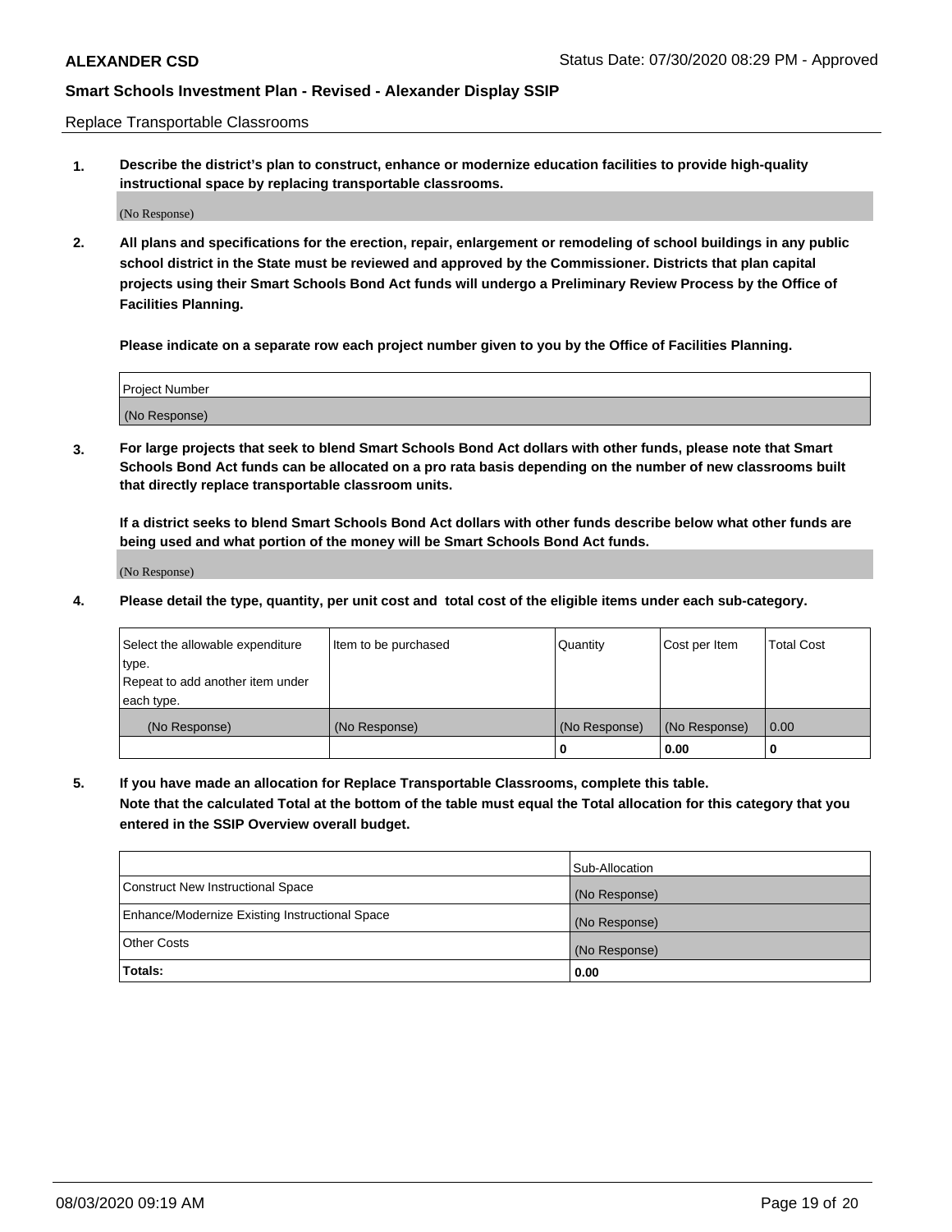Replace Transportable Classrooms

**1. Describe the district's plan to construct, enhance or modernize education facilities to provide high-quality instructional space by replacing transportable classrooms.**

(No Response)

**2. All plans and specifications for the erection, repair, enlargement or remodeling of school buildings in any public school district in the State must be reviewed and approved by the Commissioner. Districts that plan capital projects using their Smart Schools Bond Act funds will undergo a Preliminary Review Process by the Office of Facilities Planning.**

**Please indicate on a separate row each project number given to you by the Office of Facilities Planning.**

| Project Number |
| --- |
| (No Response) |

**3. For large projects that seek to blend Smart Schools Bond Act dollars with other funds, please note that Smart Schools Bond Act funds can be allocated on a pro rata basis depending on the number of new classrooms built that directly replace transportable classroom units.**

**If a district seeks to blend Smart Schools Bond Act dollars with other funds describe below what other funds are being used and what portion of the money will be Smart Schools Bond Act funds.**

(No Response)

**4. Please detail the type, quantity, per unit cost and total cost of the eligible items under each sub-category.**

| Select the allowable expenditure type. Repeat to add another item under each type. | Item to be purchased | Quantity | Cost per Item | Total Cost |
| --- | --- | --- | --- | --- |
| (No Response) | (No Response) | (No Response) | (No Response) | 0.00 |
| | | 0 | 0.00 | 0 |

**5. If you have made an allocation for Replace Transportable Classrooms, complete this table. Note that the calculated Total at the bottom of the table must equal the Total allocation for this category that you entered in the SSIP Overview overall budget.**

| | Sub-Allocation |
| --- | --- |
| Construct New Instructional Space | (No Response) |
| Enhance/Modernize Existing Instructional Space | (No Response) |
| Other Costs | (No Response) |
| **Totals:** | **0.00** |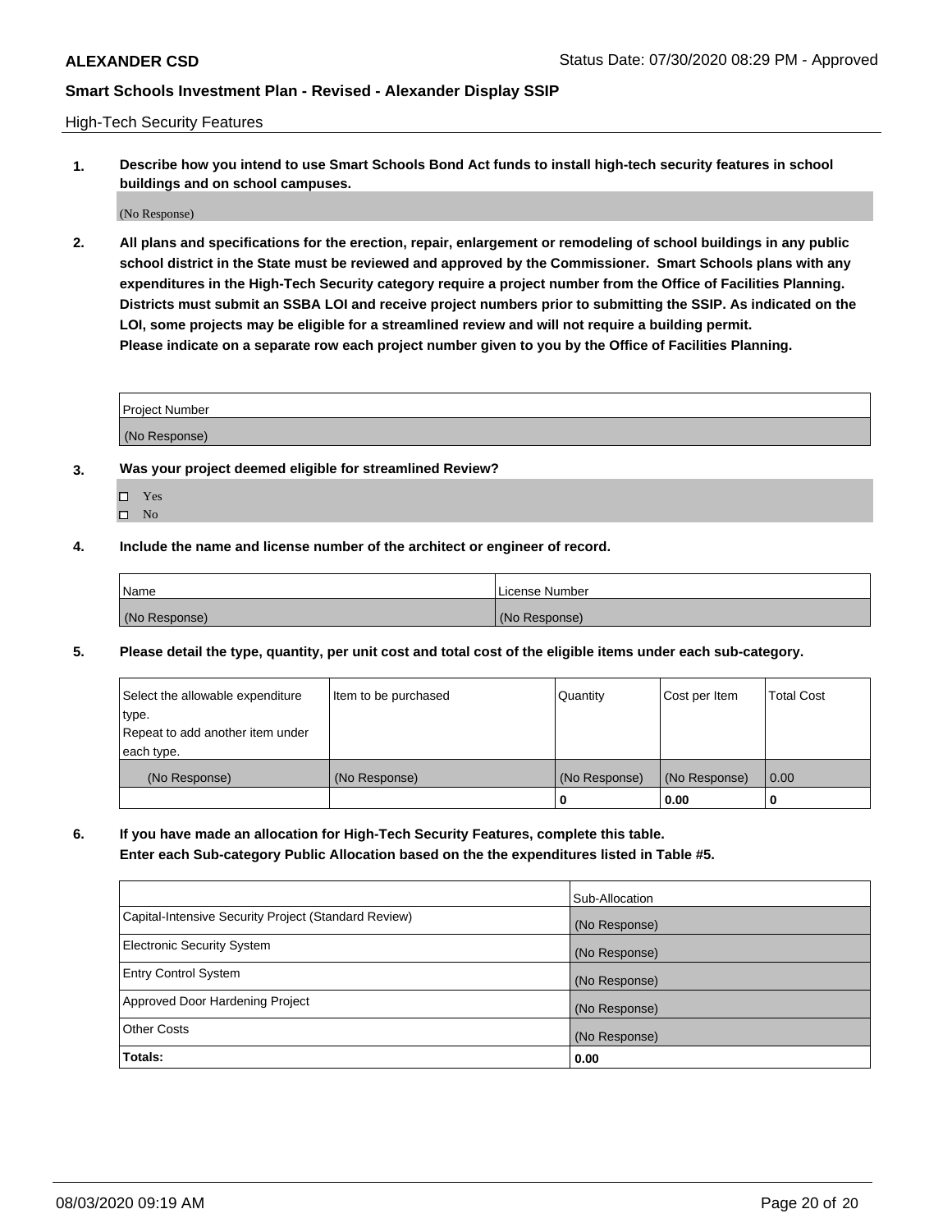High-Tech Security Features

**1. Describe how you intend to use Smart Schools Bond Act funds to install high-tech security features in school buildings and on school campuses.**

(No Response)

**2. All plans and specifications for the erection, repair, enlargement or remodeling of school buildings in any public school district in the State must be reviewed and approved by the Commissioner. Smart Schools plans with any expenditures in the High-Tech Security category require a project number from the Office of Facilities Planning. Districts must submit an SSBA LOI and receive project numbers prior to submitting the SSIP. As indicated on the LOI, some projects may be eligible for a streamlined review and will not require a building permit.**
**Please indicate on a separate row each project number given to you by the Office of Facilities Planning.**

| Project Number |
|---|
| (No Response) |

**3. Was your project deemed eligible for streamlined Review?**

- ☐ Yes
- ☐ No

**4. Include the name and license number of the architect or engineer of record.**

| Name | License Number |
|---|---|
| (No Response) | (No Response) |

**5. Please detail the type, quantity, per unit cost and total cost of the eligible items under each sub-category.**

| Select the allowable expenditure type. Repeat to add another item under each type. | Item to be purchased | Quantity | Cost per Item | Total Cost |
|---|---|---|---|---|
| (No Response) | (No Response) | (No Response) | (No Response) | 0.00 |
| | | 0 | 0.00 | 0 |

**6. If you have made an allocation for High-Tech Security Features, complete this table.**
**Enter each Sub-category Public Allocation based on the the expenditures listed in Table #5.**

| | Sub-Allocation |
|---|---|
| Capital-Intensive Security Project (Standard Review) | (No Response) |
| Electronic Security System | (No Response) |
| Entry Control System | (No Response) |
| Approved Door Hardening Project | (No Response) |
| Other Costs | (No Response) |
| **Totals:** | **0.00** |